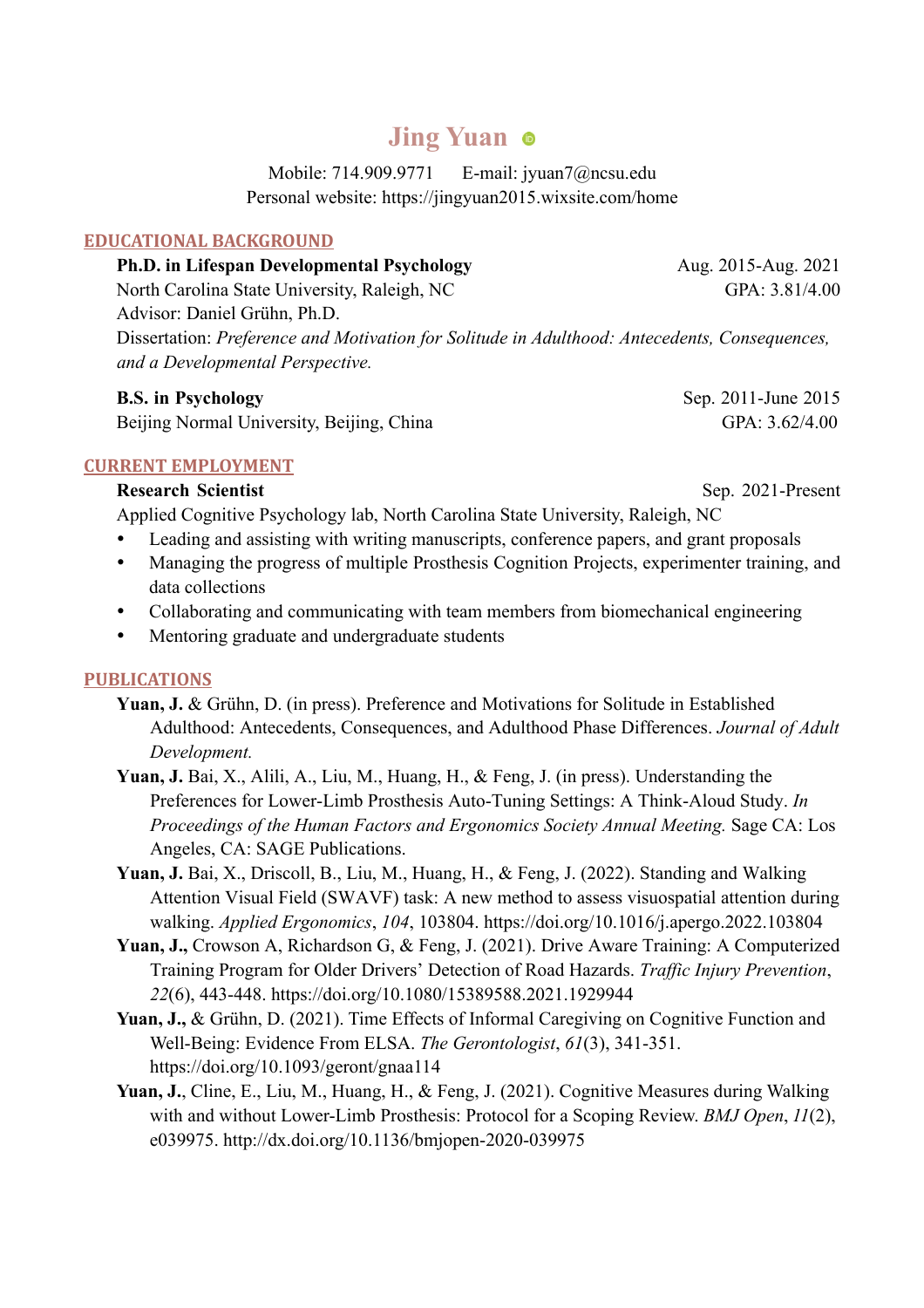# Jing Yuan

Mobile: 714.909.9771    E-mail: jyuan7@ncsu.edu
Personal website: https://jingyuan2015.wixsite.com/home

## EDUCATIONAL BACKGROUND

**Ph.D. in Lifespan Developmental Psychology** — Aug. 2015-Aug. 2021
North Carolina State University, Raleigh, NC — GPA: 3.81/4.00
Advisor: Daniel Grühn, Ph.D.
Dissertation: *Preference and Motivation for Solitude in Adulthood: Antecedents, Consequences, and a Developmental Perspective.*

**B.S. in Psychology** — Sep. 2011-June 2015
Beijing Normal University, Beijing, China — GPA: 3.62/4.00

## CURRENT EMPLOYMENT

**Research Scientist** — Sep. 2021-Present
Applied Cognitive Psychology lab, North Carolina State University, Raleigh, NC

- Leading and assisting with writing manuscripts, conference papers, and grant proposals
- Managing the progress of multiple Prosthesis Cognition Projects, experimenter training, and data collections
- Collaborating and communicating with team members from biomechanical engineering
- Mentoring graduate and undergraduate students

## PUBLICATIONS

**Yuan, J.** & Grühn, D. (in press). Preference and Motivations for Solitude in Established Adulthood: Antecedents, Consequences, and Adulthood Phase Differences. *Journal of Adult Development.*

**Yuan, J.** Bai, X., Alili, A., Liu, M., Huang, H., & Feng, J. (in press). Understanding the Preferences for Lower-Limb Prosthesis Auto-Tuning Settings: A Think-Aloud Study. *In Proceedings of the Human Factors and Ergonomics Society Annual Meeting.* Sage CA: Los Angeles, CA: SAGE Publications.

**Yuan, J.** Bai, X., Driscoll, B., Liu, M., Huang, H., & Feng, J. (2022). Standing and Walking Attention Visual Field (SWAVF) task: A new method to assess visuospatial attention during walking. *Applied Ergonomics*, *104*, 103804. https://doi.org/10.1016/j.apergo.2022.103804

**Yuan, J.,** Crowson A, Richardson G, & Feng, J. (2021). Drive Aware Training: A Computerized Training Program for Older Drivers' Detection of Road Hazards. *Traffic Injury Prevention*, *22*(6), 443-448. https://doi.org/10.1080/15389588.2021.1929944

**Yuan, J.,** & Grühn, D. (2021). Time Effects of Informal Caregiving on Cognitive Function and Well-Being: Evidence From ELSA. *The Gerontologist*, *61*(3), 341-351. https://doi.org/10.1093/geront/gnaa114

**Yuan, J.**, Cline, E., Liu, M., Huang, H., & Feng, J. (2021). Cognitive Measures during Walking with and without Lower-Limb Prosthesis: Protocol for a Scoping Review. *BMJ Open*, *11*(2), e039975. http://dx.doi.org/10.1136/bmjopen-2020-039975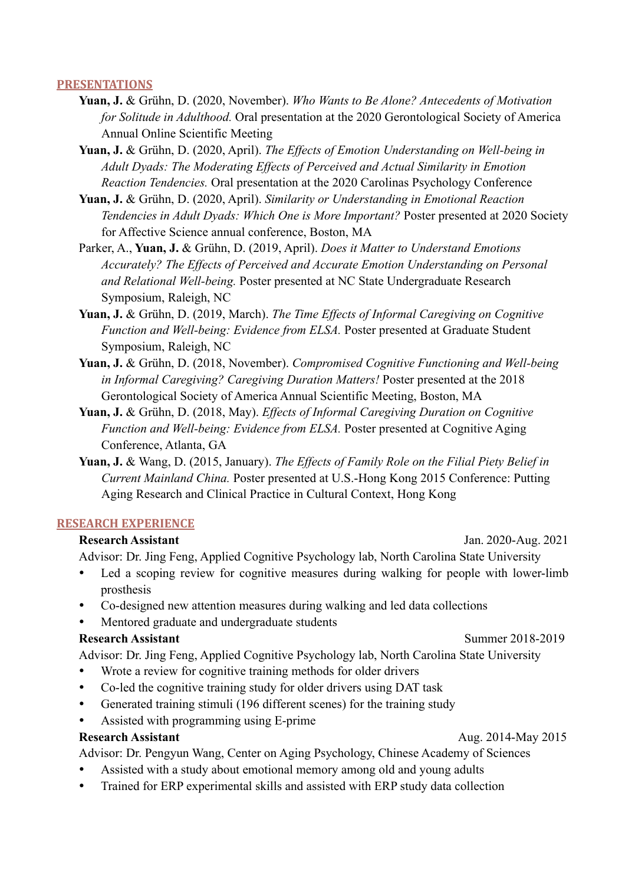## PRESENTATIONS

**Yuan, J.** & Grühn, D. (2020, November). *Who Wants to Be Alone? Antecedents of Motivation for Solitude in Adulthood.* Oral presentation at the 2020 Gerontological Society of America Annual Online Scientific Meeting

**Yuan, J.** & Grühn, D. (2020, April). *The Effects of Emotion Understanding on Well-being in Adult Dyads: The Moderating Effects of Perceived and Actual Similarity in Emotion Reaction Tendencies.* Oral presentation at the 2020 Carolinas Psychology Conference

**Yuan, J.** & Grühn, D. (2020, April). *Similarity or Understanding in Emotional Reaction Tendencies in Adult Dyads: Which One is More Important?* Poster presented at 2020 Society for Affective Science annual conference, Boston, MA

Parker, A., **Yuan, J.** & Grühn, D. (2019, April). *Does it Matter to Understand Emotions Accurately? The Effects of Perceived and Accurate Emotion Understanding on Personal and Relational Well-being.* Poster presented at NC State Undergraduate Research Symposium, Raleigh, NC

**Yuan, J.** & Grühn, D. (2019, March). *The Time Effects of Informal Caregiving on Cognitive Function and Well-being: Evidence from ELSA.* Poster presented at Graduate Student Symposium, Raleigh, NC

**Yuan, J.** & Grühn, D. (2018, November). *Compromised Cognitive Functioning and Well-being in Informal Caregiving? Caregiving Duration Matters!* Poster presented at the 2018 Gerontological Society of America Annual Scientific Meeting, Boston, MA

**Yuan, J.** & Grühn, D. (2018, May). *Effects of Informal Caregiving Duration on Cognitive Function and Well-being: Evidence from ELSA.* Poster presented at Cognitive Aging Conference, Atlanta, GA

**Yuan, J.** & Wang, D. (2015, January). *The Effects of Family Role on the Filial Piety Belief in Current Mainland China.* Poster presented at U.S.-Hong Kong 2015 Conference: Putting Aging Research and Clinical Practice in Cultural Context, Hong Kong

## RESEARCH EXPERIENCE

**Research Assistant** — Jan. 2020-Aug. 2021

Advisor: Dr. Jing Feng, Applied Cognitive Psychology lab, North Carolina State University

- Led a scoping review for cognitive measures during walking for people with lower-limb prosthesis
- Co-designed new attention measures during walking and led data collections
- Mentored graduate and undergraduate students

**Research Assistant** — Summer 2018-2019

Advisor: Dr. Jing Feng, Applied Cognitive Psychology lab, North Carolina State University

- Wrote a review for cognitive training methods for older drivers
- Co-led the cognitive training study for older drivers using DAT task
- Generated training stimuli (196 different scenes) for the training study
- Assisted with programming using E-prime

**Research Assistant** — Aug. 2014-May 2015

Advisor: Dr. Pengyun Wang, Center on Aging Psychology, Chinese Academy of Sciences

- Assisted with a study about emotional memory among old and young adults
- Trained for ERP experimental skills and assisted with ERP study data collection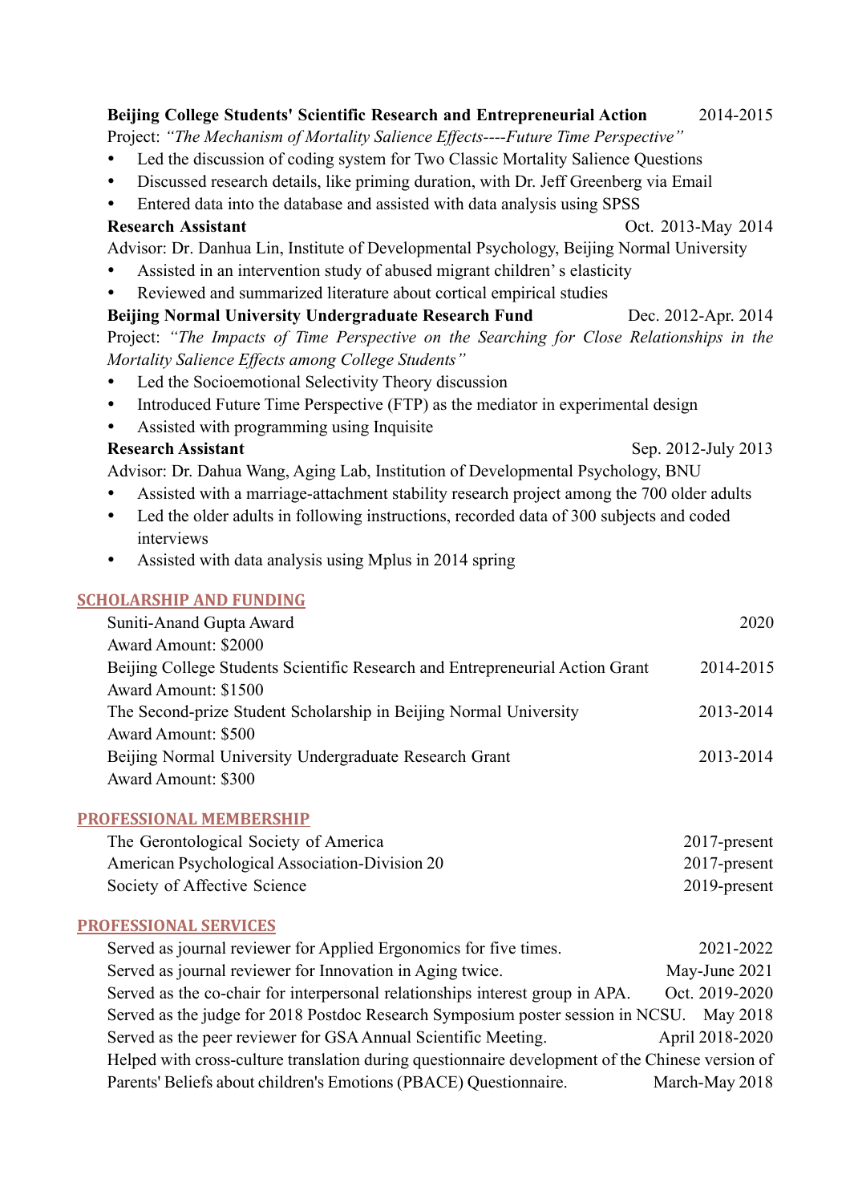**Beijing College Students' Scientific Research and Entrepreneurial Action** 2014-2015

Project: *"The Mechanism of Mortality Salience Effects----Future Time Perspective"*

- Led the discussion of coding system for Two Classic Mortality Salience Questions
- Discussed research details, like priming duration, with Dr. Jeff Greenberg via Email
- Entered data into the database and assisted with data analysis using SPSS

**Research Assistant** Oct. 2013-May 2014

Advisor: Dr. Danhua Lin, Institute of Developmental Psychology, Beijing Normal University

- Assisted in an intervention study of abused migrant children' s elasticity
- Reviewed and summarized literature about cortical empirical studies

**Beijing Normal University Undergraduate Research Fund** Dec. 2012-Apr. 2014

Project: *"The Impacts of Time Perspective on the Searching for Close Relationships in the Mortality Salience Effects among College Students"*

- Led the Socioemotional Selectivity Theory discussion
- Introduced Future Time Perspective (FTP) as the mediator in experimental design
- Assisted with programming using Inquisite

**Research Assistant** Sep. 2012-July 2013

Advisor: Dr. Dahua Wang, Aging Lab, Institution of Developmental Psychology, BNU

- Assisted with a marriage-attachment stability research project among the 700 older adults
- Led the older adults in following instructions, recorded data of 300 subjects and coded interviews
- Assisted with data analysis using Mplus in 2014 spring

## SCHOLARSHIP AND FUNDING

Suniti-Anand Gupta Award 2020
Award Amount: $2000

Beijing College Students Scientific Research and Entrepreneurial Action Grant 2014-2015
Award Amount: $1500

The Second-prize Student Scholarship in Beijing Normal University 2013-2014
Award Amount: $500

Beijing Normal University Undergraduate Research Grant 2013-2014
Award Amount: $300

## PROFESSIONAL MEMBERSHIP

The Gerontological Society of America 2017-present
American Psychological Association-Division 20 2017-present
Society of Affective Science 2019-present

## PROFESSIONAL SERVICES

Served as journal reviewer for Applied Ergonomics for five times. 2021-2022
Served as journal reviewer for Innovation in Aging twice. May-June 2021
Served as the co-chair for interpersonal relationships interest group in APA. Oct. 2019-2020
Served as the judge for 2018 Postdoc Research Symposium poster session in NCSU. May 2018
Served as the peer reviewer for GSA Annual Scientific Meeting. April 2018-2020
Helped with cross-culture translation during questionnaire development of the Chinese version of Parents' Beliefs about children's Emotions (PBACE) Questionnaire. March-May 2018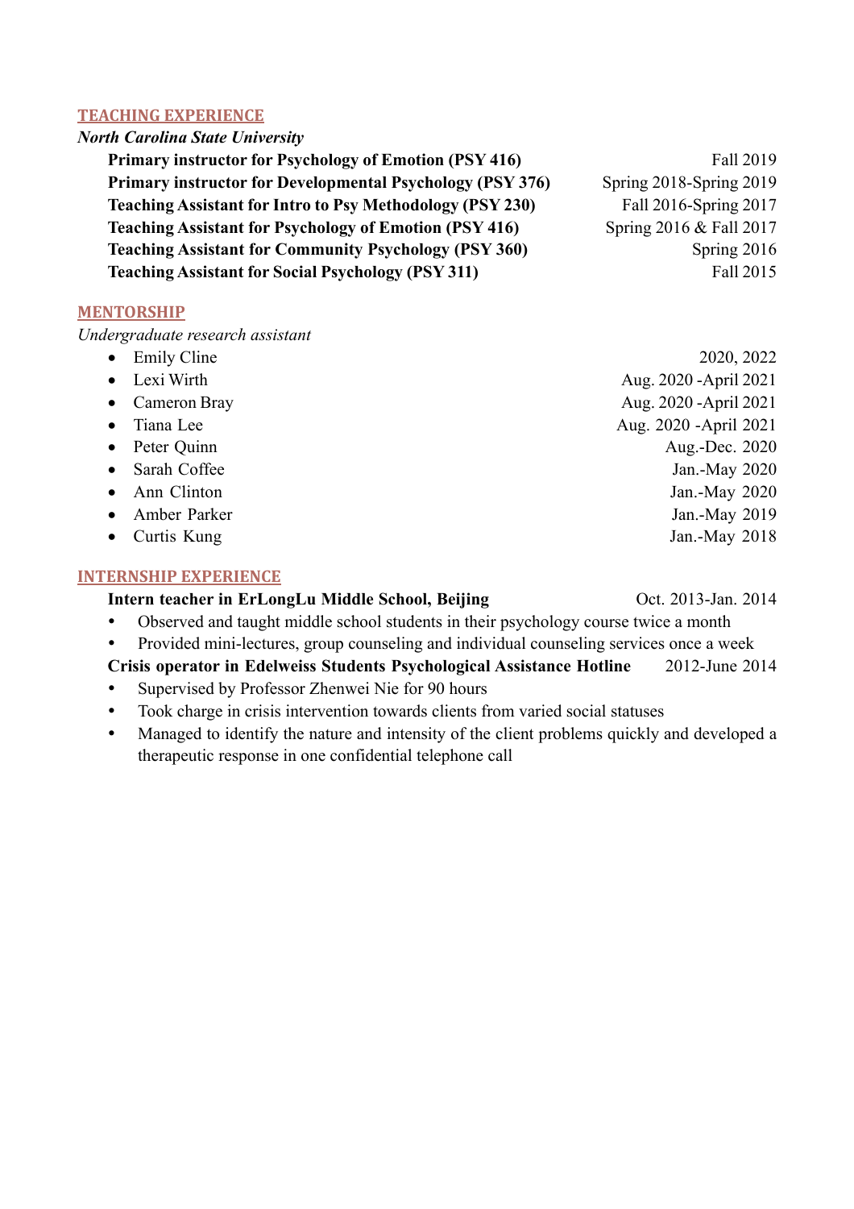## TEACHING EXPERIENCE

*North Carolina State University*

**Primary instructor for Psychology of Emotion (PSY 416)** Fall 2019

**Primary instructor for Developmental Psychology (PSY 376)** Spring 2018-Spring 2019

**Teaching Assistant for Intro to Psy Methodology (PSY 230)** Fall 2016-Spring 2017

**Teaching Assistant for Psychology of Emotion (PSY 416)** Spring 2016 & Fall 2017

**Teaching Assistant for Community Psychology (PSY 360)** Spring 2016

**Teaching Assistant for Social Psychology (PSY 311)** Fall 2015

## MENTORSHIP

*Undergraduate research assistant*

- Emily Cline 2020, 2022
- Lexi Wirth Aug. 2020 -April 2021
- Cameron Bray Aug. 2020 -April 2021
- Tiana Lee Aug. 2020 -April 2021
- Peter Quinn Aug.-Dec. 2020
- Sarah Coffee Jan.-May 2020
- Ann Clinton Jan.-May 2020
- Amber Parker Jan.-May 2019
- Curtis Kung Jan.-May 2018

## INTERNSHIP EXPERIENCE

**Intern teacher in ErLongLu Middle School, Beijing** Oct. 2013-Jan. 2014

- Observed and taught middle school students in their psychology course twice a month
- Provided mini-lectures, group counseling and individual counseling services once a week

**Crisis operator in Edelweiss Students Psychological Assistance Hotline** 2012-June 2014

- Supervised by Professor Zhenwei Nie for 90 hours
- Took charge in crisis intervention towards clients from varied social statuses
- Managed to identify the nature and intensity of the client problems quickly and developed a therapeutic response in one confidential telephone call